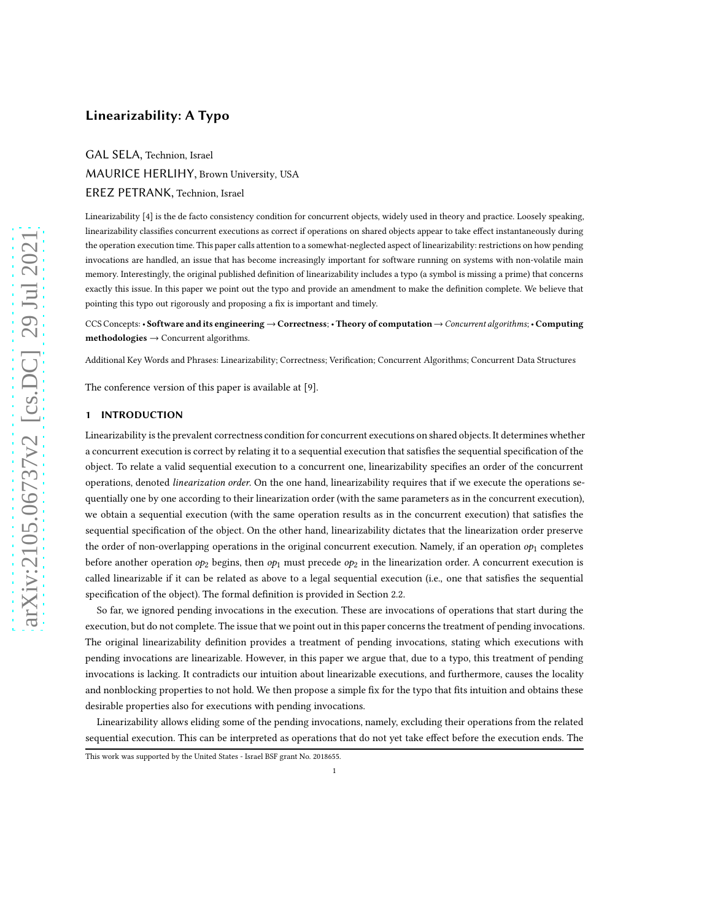# Linearizability: A Typo

GAL SELA, Technion, Israel

MAURICE HERLIHY, Brown University, USA

EREZ PETRANK, Technion, Israel

Linearizability [4] is the de facto consistency condition for concurrent objects, widely used in theory and practice. Loosely speaking, linearizability classifies concurrent executions as correct if operations on shared objects appear to take effect instantaneously during the operation execution time. This paper calls attention to a somewhat-neglected aspect of linearizability: restrictions on how pending invocations are handled, an issue that has become increasingly important for software running on systems with non-volatile main memory. Interestingly, the original published definition of linearizability includes a typo (a symbol is missing a prime) that concerns exactly this issue. In this paper we point out the typo and provide an amendment to make the definition complete. We believe that pointing this typo out rigorously and proposing a fix is important and timely.

CCS Concepts: • **Software and its engineering** → **Correctness**; • **Theory of computation** → *Concurrent algorithms*; • **Computing methodologies** → Concurrent algorithms.

Additional Key Words and Phrases: Linearizability; Correctness; Verification; Concurrent Algorithms; Concurrent Data Structures

The conference version of this paper is available at [9].

## 1 INTRODUCTION

Linearizability is the prevalent correctness condition for concurrent executions on shared objects. It determines whether a concurrent execution is correct by relating it to a sequential execution that satisfies the sequential specification of the object. To relate a valid sequential execution to a concurrent one, linearizability specifies an order of the concurrent operations, denoted *linearization order*. On the one hand, linearizability requires that if we execute the operations sequentially one by one according to their linearization order (with the same parameters as in the concurrent execution), we obtain a sequential execution (with the same operation results as in the concurrent execution) that satisfies the sequential specification of the object. On the other hand, linearizability dictates that the linearization order preserve the order of non-overlapping operations in the original concurrent execution. Namely, if an operation $op_1$ completes before another operation $op_2$ begins, then $op_1$ must precede $op_2$ in the linearization order. A concurrent execution is called linearizable if it can be related as above to a legal sequential execution (i.e., one that satisfies the sequential specification of the object). The formal definition is provided in Section 2.2.

So far, we ignored pending invocations in the execution. These are invocations of operations that start during the execution, but do not complete. The issue that we point out in this paper concerns the treatment of pending invocations. The original linearizability definition provides a treatment of pending invocations, stating which executions with pending invocations are linearizable. However, in this paper we argue that, due to a typo, this treatment of pending invocations is lacking. It contradicts our intuition about linearizable executions, and furthermore, causes the locality and nonblocking properties to not hold. We then propose a simple fix for the typo that fits intuition and obtains these desirable properties also for executions with pending invocations.

Linearizability allows eliding some of the pending invocations, namely, excluding their operations from the related sequential execution. This can be interpreted as operations that do not yet take effect before the execution ends. The

This work was supported by the United States - Israel BSF grant No. 2018655.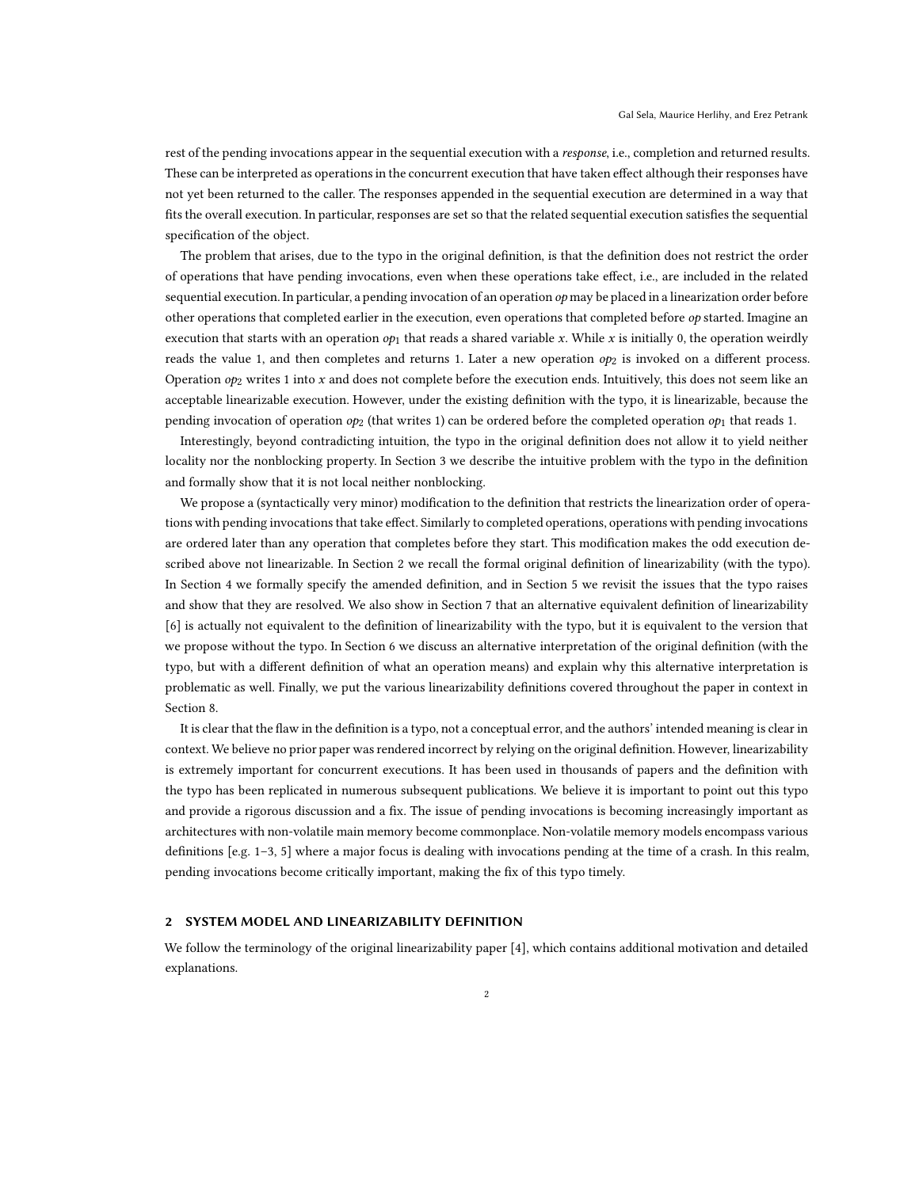rest of the pending invocations appear in the sequential execution with a *response*, i.e., completion and returned results. These can be interpreted as operations in the concurrent execution that have taken effect although their responses have not yet been returned to the caller. The responses appended in the sequential execution are determined in a way that fits the overall execution. In particular, responses are set so that the related sequential execution satisfies the sequential specification of the object.

The problem that arises, due to the typo in the original definition, is that the definition does not restrict the order of operations that have pending invocations, even when these operations take effect, i.e., are included in the related sequential execution. In particular, a pending invocation of an operation *op* may be placed in a linearization order before other operations that completed earlier in the execution, even operations that completed before *op* started. Imagine an execution that starts with an operation $op_1$ that reads a shared variable $x$. While $x$ is initially 0, the operation weirdly reads the value 1, and then completes and returns 1. Later a new operation $op_2$ is invoked on a different process. Operation $op_2$ writes 1 into $x$ and does not complete before the execution ends. Intuitively, this does not seem like an acceptable linearizable execution. However, under the existing definition with the typo, it is linearizable, because the pending invocation of operation $op_2$ (that writes 1) can be ordered before the completed operation $op_1$ that reads 1.

Interestingly, beyond contradicting intuition, the typo in the original definition does not allow it to yield neither locality nor the nonblocking property. In Section 3 we describe the intuitive problem with the typo in the definition and formally show that it is not local neither nonblocking.

We propose a (syntactically very minor) modification to the definition that restricts the linearization order of operations with pending invocations that take effect. Similarly to completed operations, operations with pending invocations are ordered later than any operation that completes before they start. This modification makes the odd execution described above not linearizable. In Section 2 we recall the formal original definition of linearizability (with the typo). In Section 4 we formally specify the amended definition, and in Section 5 we revisit the issues that the typo raises and show that they are resolved. We also show in Section 7 that an alternative equivalent definition of linearizability [6] is actually not equivalent to the definition of linearizability with the typo, but it is equivalent to the version that we propose without the typo. In Section 6 we discuss an alternative interpretation of the original definition (with the typo, but with a different definition of what an operation means) and explain why this alternative interpretation is problematic as well. Finally, we put the various linearizability definitions covered throughout the paper in context in Section 8.

It is clear that the flaw in the definition is a typo, not a conceptual error, and the authors' intended meaning is clear in context. We believe no prior paper was rendered incorrect by relying on the original definition. However, linearizability is extremely important for concurrent executions. It has been used in thousands of papers and the definition with the typo has been replicated in numerous subsequent publications. We believe it is important to point out this typo and provide a rigorous discussion and a fix. The issue of pending invocations is becoming increasingly important as architectures with non-volatile main memory become commonplace. Non-volatile memory models encompass various definitions [e.g. 1–3, 5] where a major focus is dealing with invocations pending at the time of a crash. In this realm, pending invocations become critically important, making the fix of this typo timely.

## 2 SYSTEM MODEL AND LINEARIZABILITY DEFINITION

We follow the terminology of the original linearizability paper [4], which contains additional motivation and detailed explanations.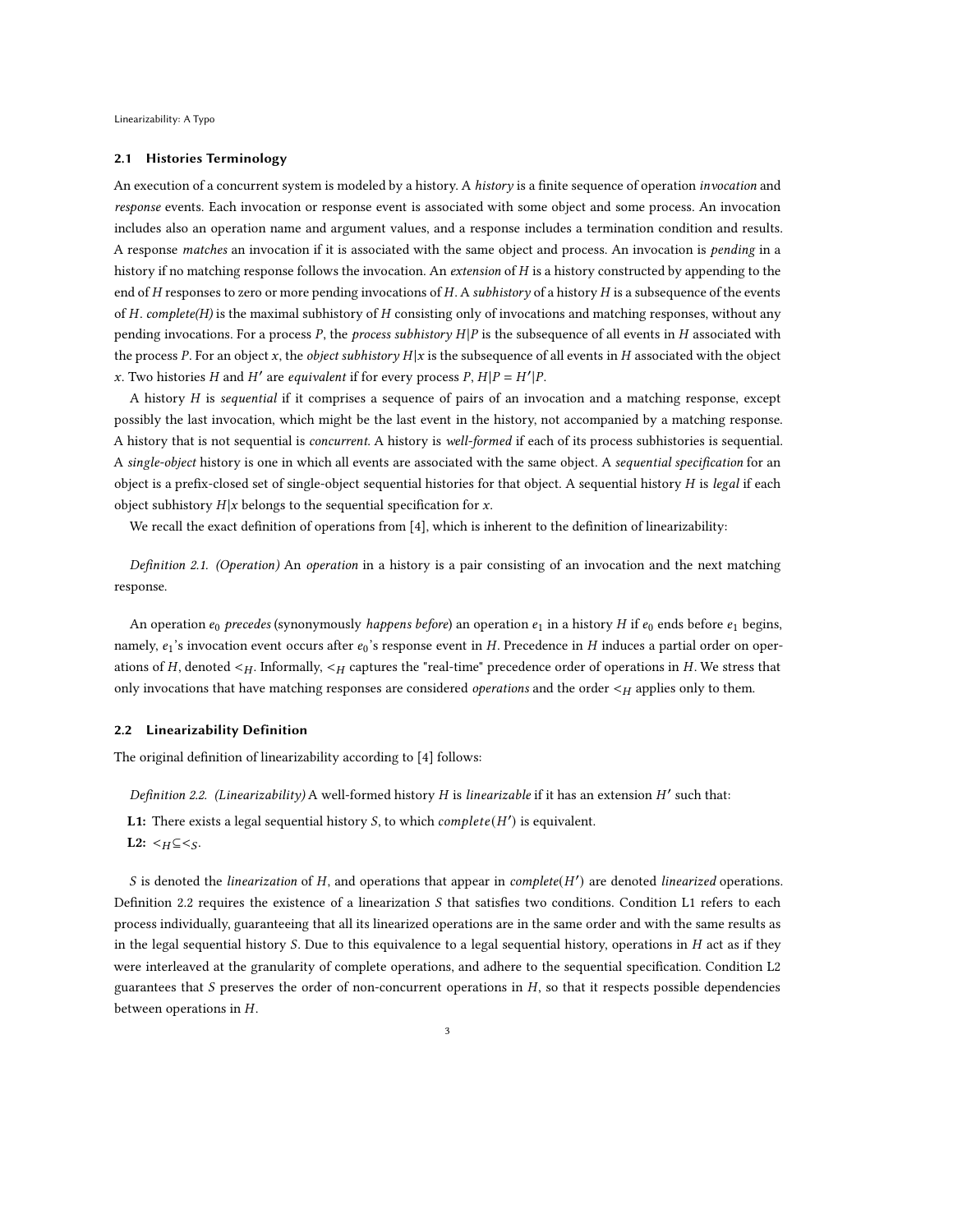### 2.1 Histories Terminology

An execution of a concurrent system is modeled by a history. A *history* is a finite sequence of operation *invocation* and *response* events. Each invocation or response event is associated with some object and some process. An invocation includes also an operation name and argument values, and a response includes a termination condition and results. A response *matches* an invocation if it is associated with the same object and process. An invocation is *pending* in a history if no matching response follows the invocation. An *extension* of $H$ is a history constructed by appending to the end of $H$ responses to zero or more pending invocations of $H$. A *subhistory* of a history $H$ is a subsequence of the events of $H$. *complete(H)* is the maximal subhistory of $H$ consisting only of invocations and matching responses, without any pending invocations. For a process $P$, the *process subhistory* $H|P$ is the subsequence of all events in $H$ associated with the process $P$. For an object $x$, the *object subhistory* $H|x$ is the subsequence of all events in $H$ associated with the object $x$. Two histories $H$ and $H'$ are *equivalent* if for every process $P$, $H|P = H'|P$.

A history $H$ is *sequential* if it comprises a sequence of pairs of an invocation and a matching response, except possibly the last invocation, which might be the last event in the history, not accompanied by a matching response. A history that is not sequential is *concurrent*. A history is *well-formed* if each of its process subhistories is sequential. A *single-object* history is one in which all events are associated with the same object. A *sequential specification* for an object is a prefix-closed set of single-object sequential histories for that object. A sequential history $H$ is *legal* if each object subhistory $H|x$ belongs to the sequential specification for $x$.

We recall the exact definition of operations from [4], which is inherent to the definition of linearizability:

*Definition 2.1. (Operation)* An *operation* in a history is a pair consisting of an invocation and the next matching response.

An operation $e_0$ *precedes* (synonymously *happens before*) an operation $e_1$ in a history $H$ if $e_0$ ends before $e_1$ begins, namely, $e_1$'s invocation event occurs after $e_0$'s response event in $H$. Precedence in $H$ induces a partial order on operations of $H$, denoted $<_H$. Informally, $<_H$ captures the "real-time" precedence order of operations in $H$. We stress that only invocations that have matching responses are considered *operations* and the order $<_H$ applies only to them.

### 2.2 Linearizability Definition

The original definition of linearizability according to [4] follows:

*Definition 2.2. (Linearizability)* A well-formed history $H$ is *linearizable* if it has an extension $H'$ such that:

**L1:** There exists a legal sequential history $S$, to which $complete(H')$ is equivalent.

**L2:** $<_H \subseteq <_S$.

$S$ is denoted the *linearization* of $H$, and operations that appear in $complete(H')$ are denoted *linearized* operations. Definition 2.2 requires the existence of a linearization $S$ that satisfies two conditions. Condition L1 refers to each process individually, guaranteeing that all its linearized operations are in the same order and with the same results as in the legal sequential history $S$. Due to this equivalence to a legal sequential history, operations in $H$ act as if they were interleaved at the granularity of complete operations, and adhere to the sequential specification. Condition L2 guarantees that $S$ preserves the order of non-concurrent operations in $H$, so that it respects possible dependencies between operations in $H$.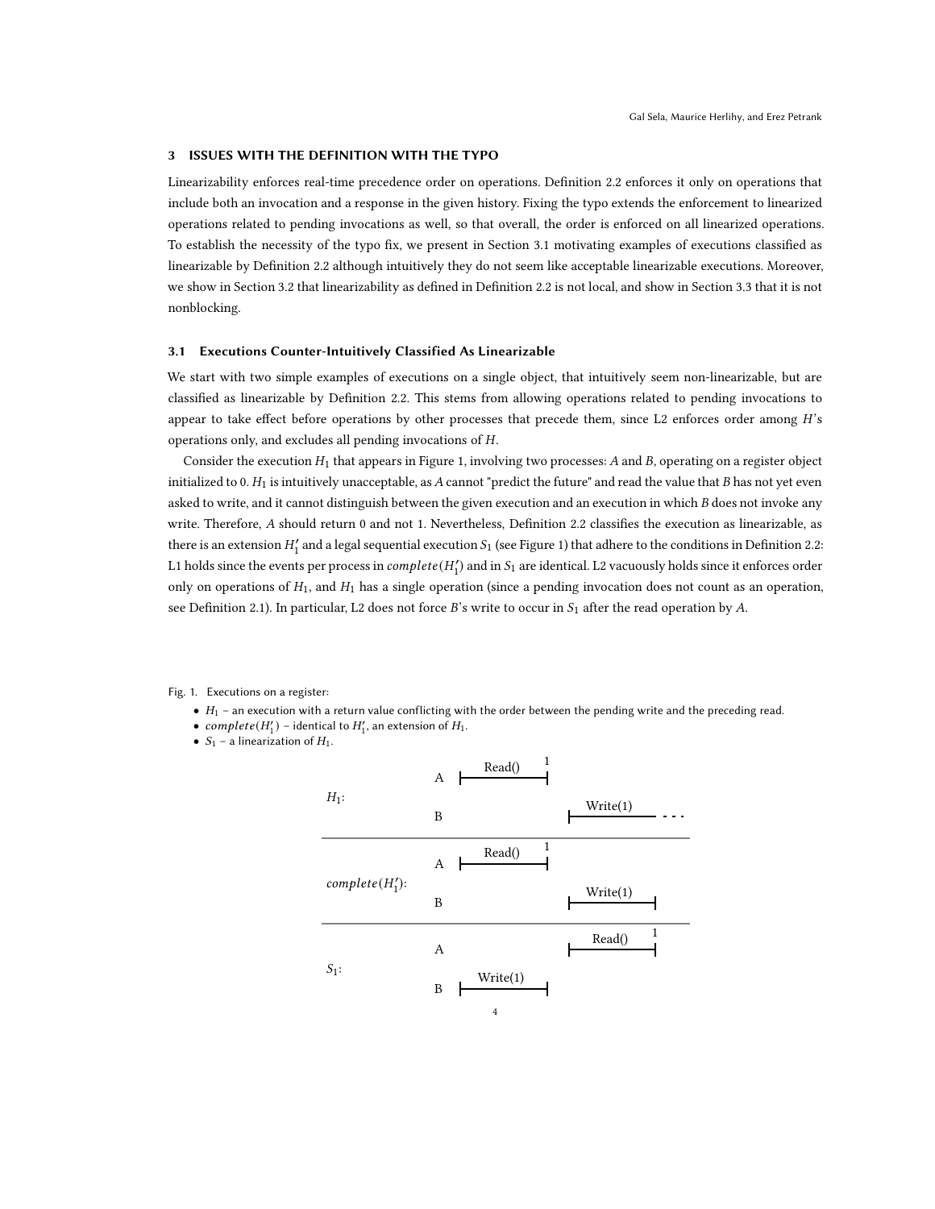## 3 ISSUES WITH THE DEFINITION WITH THE TYPO

Linearizability enforces real-time precedence order on operations. Definition 2.2 enforces it only on operations that include both an invocation and a response in the given history. Fixing the typo extends the enforcement to linearized operations related to pending invocations as well, so that overall, the order is enforced on all linearized operations. To establish the necessity of the typo fix, we present in Section 3.1 motivating examples of executions classified as linearizable by Definition 2.2 although intuitively they do not seem like acceptable linearizable executions. Moreover, we show in Section 3.2 that linearizability as defined in Definition 2.2 is not local, and show in Section 3.3 that it is not nonblocking.

### 3.1 Executions Counter-Intuitively Classified As Linearizable

We start with two simple examples of executions on a single object, that intuitively seem non-linearizable, but are classified as linearizable by Definition 2.2. This stems from allowing operations related to pending invocations to appear to take effect before operations by other processes that precede them, since L2 enforces order among $H$'s operations only, and excludes all pending invocations of $H$.

Consider the execution $H_1$ that appears in Figure 1, involving two processes: $A$ and $B$, operating on a register object initialized to 0. $H_1$ is intuitively unacceptable, as $A$ cannot "predict the future" and read the value that $B$ has not yet even asked to write, and it cannot distinguish between the given execution and an execution in which $B$ does not invoke any write. Therefore, $A$ should return 0 and not 1. Nevertheless, Definition 2.2 classifies the execution as linearizable, as there is an extension $H_1'$ and a legal sequential execution $S_1$ (see Figure 1) that adhere to the conditions in Definition 2.2: L1 holds since the events per process in $complete(H_1')$ and in $S_1$ are identical. L2 vacuously holds since it enforces order only on operations of $H_1$, and $H_1$ has a single operation (since a pending invocation does not count as an operation, see Definition 2.1). In particular, L2 does not force $B$'s write to occur in $S_1$ after the read operation by $A$.

Fig. 1. Executions on a register:

- $H_1$ – an execution with a return value conflicting with the order between the pending write and the preceding read.
- $complete(H_1')$ – identical to $H_1'$, an extension of $H_1$.
- $S_1$ – a linearization of $H_1$.

$H_1$:
A: Read() → 1
B: Write(1) (pending) - - -

$complete(H_1')$:
A: Read() → 1
B: Write(1)

$S_1$:
B: Write(1)
A: Read() → 1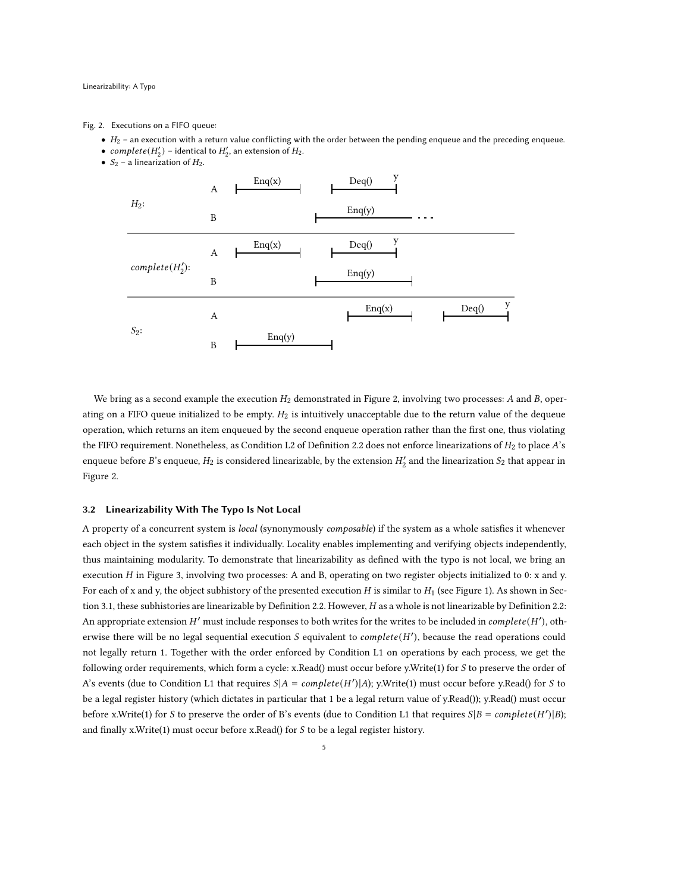Fig. 2. Executions on a FIFO queue:

- $H_2$ – an execution with a return value conflicting with the order between the pending enqueue and the preceding enqueue.
- $complete(H_2')$ – identical to $H_2'$, an extension of $H_2$.
- $S_2$ – a linearization of $H_2$.

We bring as a second example the execution $H_2$ demonstrated in Figure 2, involving two processes: $A$ and $B$, operating on a FIFO queue initialized to be empty. $H_2$ is intuitively unacceptable due to the return value of the dequeue operation, which returns an item enqueued by the second enqueue operation rather than the first one, thus violating the FIFO requirement. Nonetheless, as Condition L2 of Definition 2.2 does not enforce linearizations of $H_2$ to place $A$'s enqueue before $B$'s enqueue, $H_2$ is considered linearizable, by the extension $H_2'$ and the linearization $S_2$ that appear in Figure 2.

### 3.2 Linearizability With The Typo Is Not Local

A property of a concurrent system is *local* (synonymously *composable*) if the system as a whole satisfies it whenever each object in the system satisfies it individually. Locality enables implementing and verifying objects independently, thus maintaining modularity. To demonstrate that linearizability as defined with the typo is not local, we bring an execution $H$ in Figure 3, involving two processes: A and B, operating on two register objects initialized to 0: x and y. For each of x and y, the object subhistory of the presented execution $H$ is similar to $H_1$ (see Figure 1). As shown in Section 3.1, these subhistories are linearizable by Definition 2.2. However, $H$ as a whole is not linearizable by Definition 2.2: An appropriate extension $H'$ must include responses to both writes for the writes to be included in $complete(H')$, otherwise there will be no legal sequential execution $S$ equivalent to $complete(H')$, because the read operations could not legally return 1. Together with the order enforced by Condition L1 on operations by each process, we get the following order requirements, which form a cycle: x.Read() must occur before y.Write(1) for $S$ to preserve the order of A's events (due to Condition L1 that requires $S|A = complete(H')|A$); y.Write(1) must occur before y.Read() for $S$ to be a legal register history (which dictates in particular that 1 be a legal return value of y.Read()); y.Read() must occur before x.Write(1) for $S$ to preserve the order of B's events (due to Condition L1 that requires $S|B = complete(H')|B$); and finally x.Write(1) must occur before x.Read() for $S$ to be a legal register history.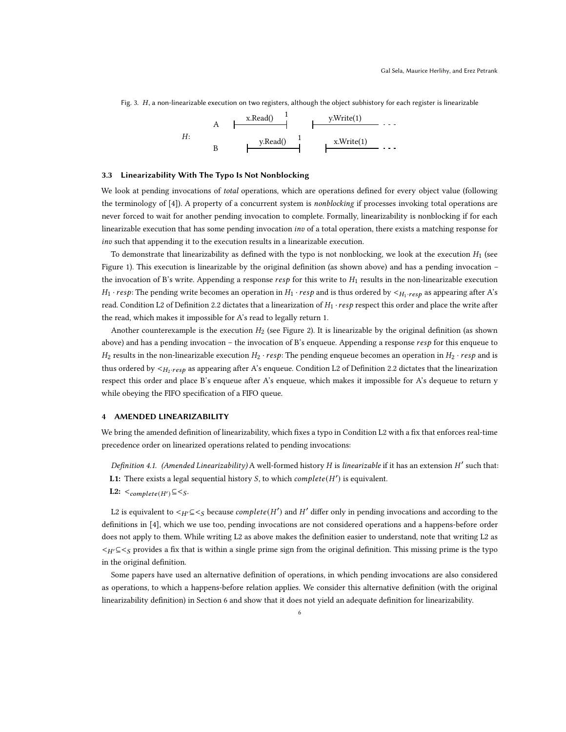Fig. 3. $H$, a non-linearizable execution on two registers, although the object subhistory for each register is linearizable

### 3.3 Linearizability With The Typo Is Not Nonblocking

We look at pending invocations of *total* operations, which are operations defined for every object value (following the terminology of [4]). A property of a concurrent system is *nonblocking* if processes invoking total operations are never forced to wait for another pending invocation to complete. Formally, linearizability is nonblocking if for each linearizable execution that has some pending invocation *inv* of a total operation, there exists a matching response for *inv* such that appending it to the execution results in a linearizable execution.

To demonstrate that linearizability as defined with the typo is not nonblocking, we look at the execution $H_1$ (see Figure 1). This execution is linearizable by the original definition (as shown above) and has a pending invocation – the invocation of B's write. Appending a response $resp$ for this write to $H_1$ results in the non-linearizable execution $H_1 \cdot resp$: The pending write becomes an operation in $H_1 \cdot resp$ and is thus ordered by $<_{H_1 \cdot resp}$ as appearing after A's read. Condition L2 of Definition 2.2 dictates that a linearization of $H_1 \cdot resp$ respect this order and place the write after the read, which makes it impossible for A's read to legally return 1.

Another counterexample is the execution $H_2$ (see Figure 2). It is linearizable by the original definition (as shown above) and has a pending invocation – the invocation of B's enqueue. Appending a response $resp$ for this enqueue to $H_2$ results in the non-linearizable execution $H_2 \cdot resp$: The pending enqueue becomes an operation in $H_2 \cdot resp$ and is thus ordered by $<_{H_2 \cdot resp}$ as appearing after A's enqueue. Condition L2 of Definition 2.2 dictates that the linearization respect this order and place B's enqueue after A's enqueue, which makes it impossible for A's dequeue to return y while obeying the FIFO specification of a FIFO queue.

## 4 AMENDED LINEARIZABILITY

We bring the amended definition of linearizability, which fixes a typo in Condition L2 with a fix that enforces real-time precedence order on linearized operations related to pending invocations:

*Definition 4.1. (Amended Linearizability)* A well-formed history $H$ is *linearizable* if it has an extension $H'$ such that:

**L1:** There exists a legal sequential history $S$, to which $complete(H')$ is equivalent.

**L2:** $<_{complete(H')} \subseteq <_S$.

L2 is equivalent to $<_{H'} \subseteq <_S$ because $complete(H')$ and $H'$ differ only in pending invocations and according to the definitions in [4], which we use too, pending invocations are not considered operations and a happens-before order does not apply to them. While writing L2 as above makes the definition easier to understand, note that writing L2 as $<_{H'} \subseteq <_S$ provides a fix that is within a single prime sign from the original definition. This missing prime is the typo in the original definition.

Some papers have used an alternative definition of operations, in which pending invocations are also considered as operations, to which a happens-before relation applies. We consider this alternative definition (with the original linearizability definition) in Section 6 and show that it does not yield an adequate definition for linearizability.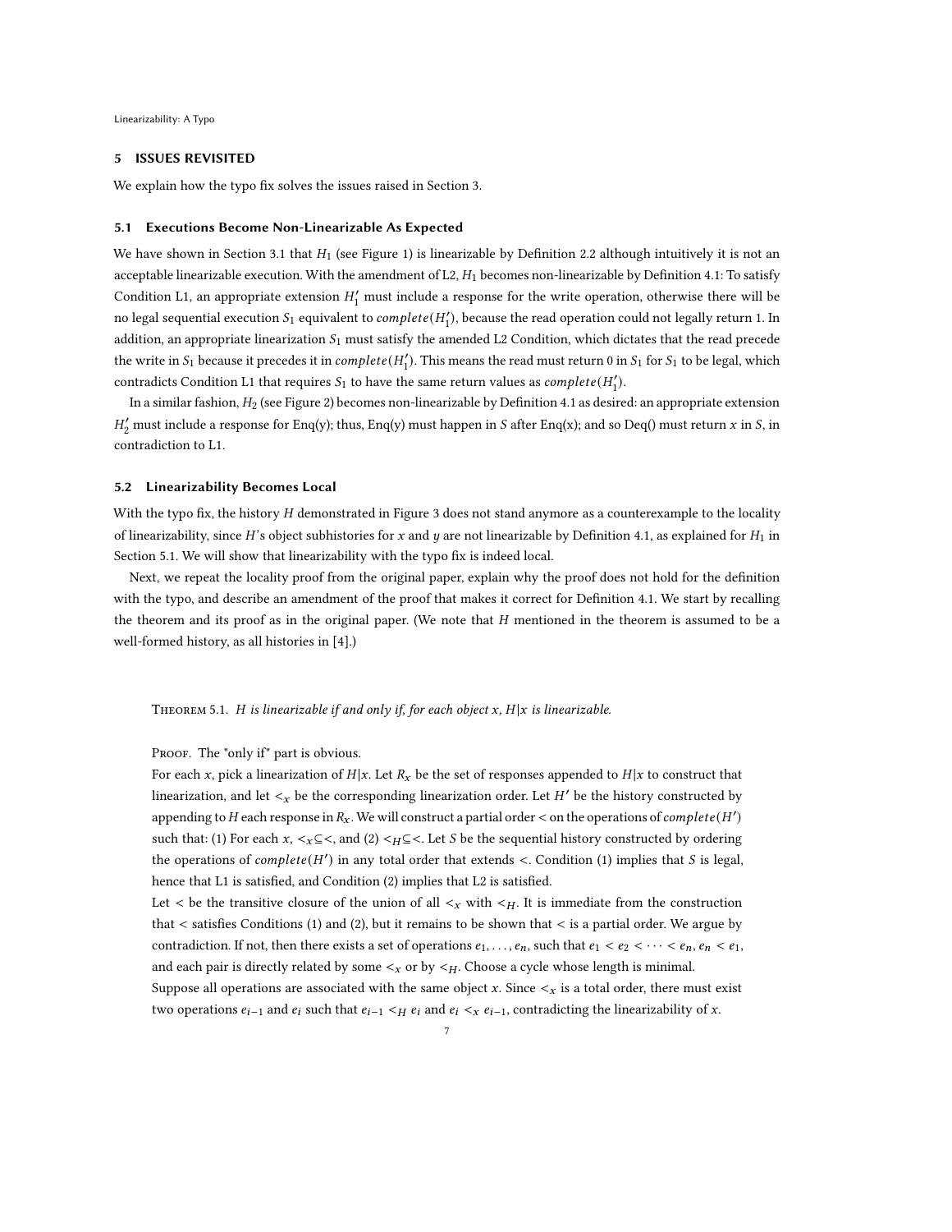## 5 ISSUES REVISITED

We explain how the typo fix solves the issues raised in Section 3.

### 5.1 Executions Become Non-Linearizable As Expected

We have shown in Section 3.1 that $H_1$ (see Figure 1) is linearizable by Definition 2.2 although intuitively it is not an acceptable linearizable execution. With the amendment of L2, $H_1$ becomes non-linearizable by Definition 4.1: To satisfy Condition L1, an appropriate extension $H_1'$ must include a response for the write operation, otherwise there will be no legal sequential execution $S_1$ equivalent to $complete(H_1')$, because the read operation could not legally return 1. In addition, an appropriate linearization $S_1$ must satisfy the amended L2 Condition, which dictates that the read precede the write in $S_1$ because it precedes it in $complete(H_1')$. This means the read must return 0 in $S_1$ for $S_1$ to be legal, which contradicts Condition L1 that requires $S_1$ to have the same return values as $complete(H_1')$.

In a similar fashion, $H_2$ (see Figure 2) becomes non-linearizable by Definition 4.1 as desired: an appropriate extension $H_2'$ must include a response for Enq(y); thus, Enq(y) must happen in $S$ after Enq(x); and so Deq() must return $x$ in $S$, in contradiction to L1.

### 5.2 Linearizability Becomes Local

With the typo fix, the history $H$ demonstrated in Figure 3 does not stand anymore as a counterexample to the locality of linearizability, since $H$'s object subhistories for $x$ and $y$ are not linearizable by Definition 4.1, as explained for $H_1$ in Section 5.1. We will show that linearizability with the typo fix is indeed local.

Next, we repeat the locality proof from the original paper, explain why the proof does not hold for the definition with the typo, and describe an amendment of the proof that makes it correct for Definition 4.1. We start by recalling the theorem and its proof as in the original paper. (We note that $H$ mentioned in the theorem is assumed to be a well-formed history, as all histories in [4].)

Theorem 5.1. *$H$ is linearizable if and only if, for each object $x$, $H|x$ is linearizable.*

Proof. The "only if" part is obvious.

For each $x$, pick a linearization of $H|x$. Let $R_x$ be the set of responses appended to $H|x$ to construct that linearization, and let $<_x$ be the corresponding linearization order. Let $H'$ be the history constructed by appending to $H$ each response in $R_x$. We will construct a partial order $<$ on the operations of $complete(H')$ such that: (1) For each $x$, $<_x \subseteq <$, and (2) $<_H \subseteq <$. Let $S$ be the sequential history constructed by ordering the operations of $complete(H')$ in any total order that extends $<$. Condition (1) implies that $S$ is legal, hence that L1 is satisfied, and Condition (2) implies that L2 is satisfied.

Let $<$ be the transitive closure of the union of all $<_x$ with $<_H$. It is immediate from the construction that $<$ satisfies Conditions (1) and (2), but it remains to be shown that $<$ is a partial order. We argue by contradiction. If not, then there exists a set of operations $e_1, \ldots, e_n$, such that $e_1 < e_2 < \cdots < e_n$, $e_n < e_1$, and each pair is directly related by some $<_x$ or by $<_H$. Choose a cycle whose length is minimal.

Suppose all operations are associated with the same object $x$. Since $<_x$ is a total order, there must exist two operations $e_{i-1}$ and $e_i$ such that $e_{i-1} <_H e_i$ and $e_i <_x e_{i-1}$, contradicting the linearizability of $x$.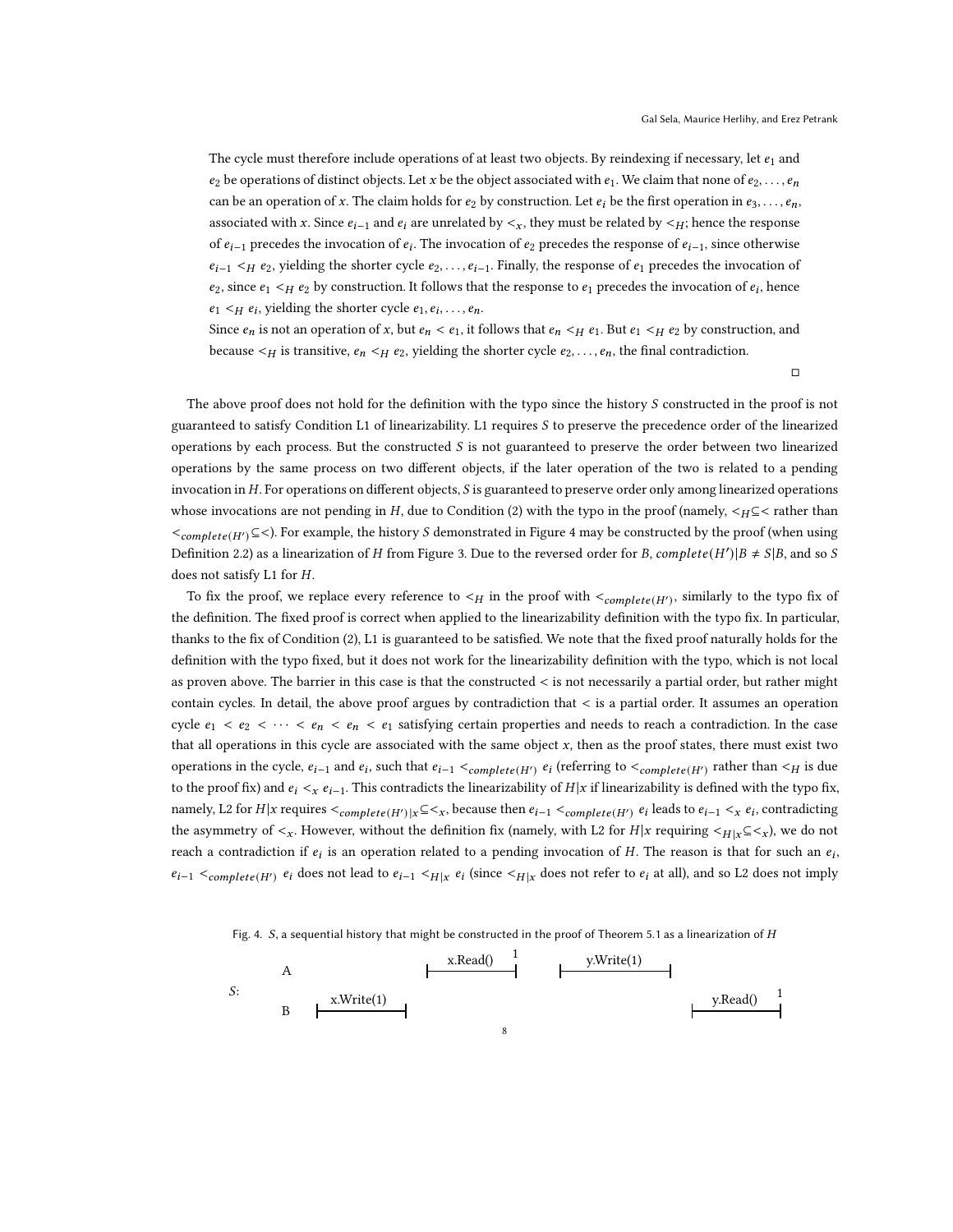The cycle must therefore include operations of at least two objects. By reindexing if necessary, let $e_1$ and $e_2$ be operations of distinct objects. Let $x$ be the object associated with $e_1$. We claim that none of $e_2, \ldots, e_n$ can be an operation of $x$. The claim holds for $e_2$ by construction. Let $e_i$ be the first operation in $e_3, \ldots, e_n$, associated with $x$. Since $e_{i-1}$ and $e_i$ are unrelated by $<_x$, they must be related by $<_H$; hence the response of $e_{i-1}$ precedes the invocation of $e_i$. The invocation of $e_2$ precedes the response of $e_{i-1}$, since otherwise $e_{i-1} <_H e_2$, yielding the shorter cycle $e_2, \ldots, e_{i-1}$. Finally, the response of $e_1$ precedes the invocation of $e_2$, since $e_1 <_H e_2$ by construction. It follows that the response to $e_1$ precedes the invocation of $e_i$, hence $e_1 <_H e_i$, yielding the shorter cycle $e_1, e_i, \ldots, e_n$.

Since $e_n$ is not an operation of $x$, but $e_n < e_1$, it follows that $e_n <_H e_1$. But $e_1 <_H e_2$ by construction, and because $<_H$ is transitive, $e_n <_H e_2$, yielding the shorter cycle $e_2, \ldots, e_n$, the final contradiction.

□

The above proof does not hold for the definition with the typo since the history $S$ constructed in the proof is not guaranteed to satisfy Condition L1 of linearizability. L1 requires $S$ to preserve the precedence order of the linearized operations by each process. But the constructed $S$ is not guaranteed to preserve the order between two linearized operations by the same process on two different objects, if the later operation of the two is related to a pending invocation in $H$. For operations on different objects, $S$ is guaranteed to preserve order only among linearized operations whose invocations are not pending in $H$, due to Condition (2) with the typo in the proof (namely, $<_H \subseteq <$ rather than $<_{complete(H')} \subseteq <$). For example, the history $S$ demonstrated in Figure 4 may be constructed by the proof (when using Definition 2.2) as a linearization of $H$ from Figure 3. Due to the reversed order for $B$, $complete(H')|B \neq S|B$, and so $S$ does not satisfy L1 for $H$.

To fix the proof, we replace every reference to $<_H$ in the proof with $<_{complete(H')}$, similarly to the typo fix of the definition. The fixed proof is correct when applied to the linearizability definition with the typo fix. In particular, thanks to the fix of Condition (2), L1 is guaranteed to be satisfied. We note that the fixed proof naturally holds for the definition with the typo fixed, but it does not work for the linearizability definition with the typo, which is not local as proven above. The barrier in this case is that the constructed $<$ is not necessarily a partial order, but rather might contain cycles. In detail, the above proof argues by contradiction that $<$ is a partial order. It assumes an operation cycle $e_1 < e_2 < \cdots < e_n < e_n < e_1$ satisfying certain properties and needs to reach a contradiction. In the case that all operations in this cycle are associated with the same object $x$, then as the proof states, there must exist two operations in the cycle, $e_{i-1}$ and $e_i$, such that $e_{i-1} <_{complete(H')} e_i$ (referring to $<_{complete(H')}$ rather than $<_H$ is due to the proof fix) and $e_i <_x e_{i-1}$. This contradicts the linearizability of $H|x$ if linearizability is defined with the typo fix, namely, L2 for $H|x$ requires $<_{complete(H')|x} \subseteq <_x$, because then $e_{i-1} <_{complete(H')} e_i$ leads to $e_{i-1} <_x e_i$, contradicting the asymmetry of $<_x$. However, without the definition fix (namely, with L2 for $H|x$ requiring $<_{H|x} \subseteq <_x$), we do not reach a contradiction if $e_i$ is an operation related to a pending invocation of $H$. The reason is that for such an $e_i$, $e_{i-1} <_{complete(H')} e_i$ does not lead to $e_{i-1} <_{H|x} e_i$ (since $<_{H|x}$ does not refer to $e_i$ at all), and so L2 does not imply

Fig. 4. $S$, a sequential history that might be constructed in the proof of Theorem 5.1 as a linearization of $H$

```
S:   A                    |--x.Read()--| 1    |--y.Write(1)--|
     B   |--x.Write(1)--|                                        |--y.Read()--| 1
```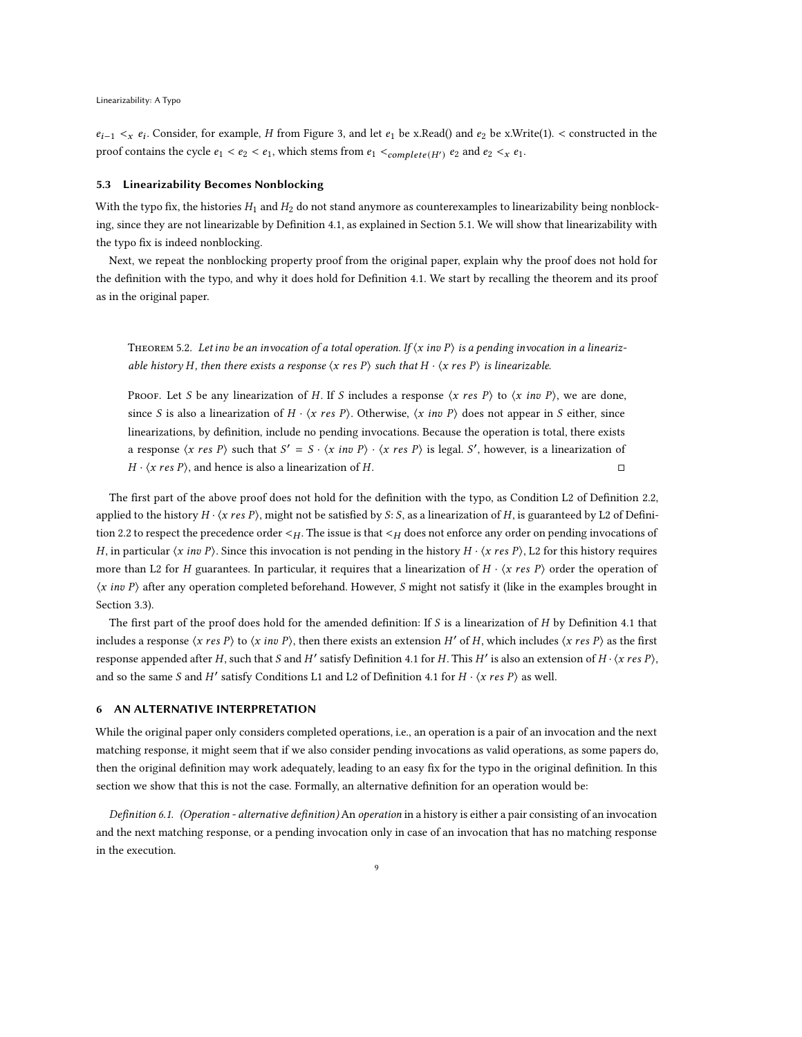$e_{i-1} <_x e_i$. Consider, for example, $H$ from Figure 3, and let $e_1$ be x.Read() and $e_2$ be x.Write(1). $<$ constructed in the proof contains the cycle $e_1 < e_2 < e_1$, which stems from $e_1 <_{complete(H')} e_2$ and $e_2 <_x e_1$.

### 5.3 Linearizability Becomes Nonblocking

With the typo fix, the histories $H_1$ and $H_2$ do not stand anymore as counterexamples to linearizability being nonblocking, since they are not linearizable by Definition 4.1, as explained in Section 5.1. We will show that linearizability with the typo fix is indeed nonblocking.

Next, we repeat the nonblocking property proof from the original paper, explain why the proof does not hold for the definition with the typo, and why it does hold for Definition 4.1. We start by recalling the theorem and its proof as in the original paper.

> Theorem 5.2. *Let inv be an invocation of a total operation. If $\langle x\ inv\ P\rangle$ is a pending invocation in a linearizable history $H$, then there exists a response $\langle x\ res\ P\rangle$ such that $H \cdot \langle x\ res\ P\rangle$ is linearizable.*
>
> Proof. Let $S$ be any linearization of $H$. If $S$ includes a response $\langle x\ res\ P\rangle$ to $\langle x\ inv\ P\rangle$, we are done, since $S$ is also a linearization of $H \cdot \langle x\ res\ P\rangle$. Otherwise, $\langle x\ inv\ P\rangle$ does not appear in $S$ either, since linearizations, by definition, include no pending invocations. Because the operation is total, there exists a response $\langle x\ res\ P\rangle$ such that $S' = S \cdot \langle x\ inv\ P\rangle \cdot \langle x\ res\ P\rangle$ is legal. $S'$, however, is a linearization of $H \cdot \langle x\ res\ P\rangle$, and hence is also a linearization of $H$. ◻

The first part of the above proof does not hold for the definition with the typo, as Condition L2 of Definition 2.2, applied to the history $H \cdot \langle x\ res\ P\rangle$, might not be satisfied by $S$: $S$, as a linearization of $H$, is guaranteed by L2 of Definition 2.2 to respect the precedence order $<_H$. The issue is that $<_H$ does not enforce any order on pending invocations of $H$, in particular $\langle x\ inv\ P\rangle$. Since this invocation is not pending in the history $H \cdot \langle x\ res\ P\rangle$, L2 for this history requires more than L2 for $H$ guarantees. In particular, it requires that a linearization of $H \cdot \langle x\ res\ P\rangle$ order the operation of $\langle x\ inv\ P\rangle$ after any operation completed beforehand. However, $S$ might not satisfy it (like in the examples brought in Section 3.3).

The first part of the proof does hold for the amended definition: If $S$ is a linearization of $H$ by Definition 4.1 that includes a response $\langle x\ res\ P\rangle$ to $\langle x\ inv\ P\rangle$, then there exists an extension $H'$ of $H$, which includes $\langle x\ res\ P\rangle$ as the first response appended after $H$, such that $S$ and $H'$ satisfy Definition 4.1 for $H$. This $H'$ is also an extension of $H \cdot \langle x\ res\ P\rangle$, and so the same $S$ and $H'$ satisfy Conditions L1 and L2 of Definition 4.1 for $H \cdot \langle x\ res\ P\rangle$ as well.

## 6 AN ALTERNATIVE INTERPRETATION

While the original paper only considers completed operations, i.e., an operation is a pair of an invocation and the next matching response, it might seem that if we also consider pending invocations as valid operations, as some papers do, then the original definition may work adequately, leading to an easy fix for the typo in the original definition. In this section we show that this is not the case. Formally, an alternative definition for an operation would be:

*Definition 6.1. (Operation - alternative definition)* An *operation* in a history is either a pair consisting of an invocation and the next matching response, or a pending invocation only in case of an invocation that has no matching response in the execution.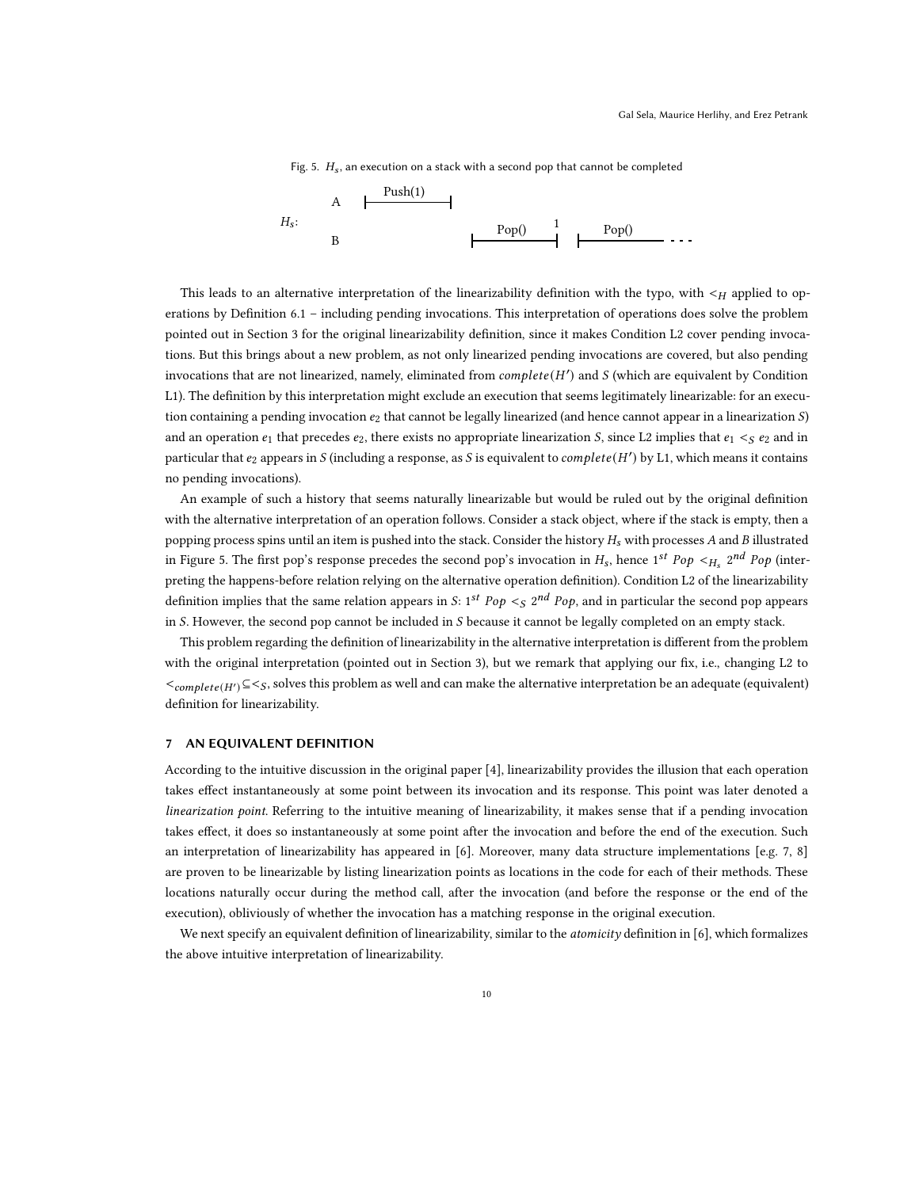Fig. 5. $H_s$, an execution on a stack with a second pop that cannot be completed

This leads to an alternative interpretation of the linearizability definition with the typo, with $<_H$ applied to operations by Definition 6.1 – including pending invocations. This interpretation of operations does solve the problem pointed out in Section 3 for the original linearizability definition, since it makes Condition L2 cover pending invocations. But this brings about a new problem, as not only linearized pending invocations are covered, but also pending invocations that are not linearized, namely, eliminated from $complete(H')$ and $S$ (which are equivalent by Condition L1). The definition by this interpretation might exclude an execution that seems legitimately linearizable: for an execution containing a pending invocation $e_2$ that cannot be legally linearized (and hence cannot appear in a linearization $S$) and an operation $e_1$ that precedes $e_2$, there exists no appropriate linearization $S$, since L2 implies that $e_1 <_S e_2$ and in particular that $e_2$ appears in $S$ (including a response, as $S$ is equivalent to $complete(H')$ by L1, which means it contains no pending invocations).

An example of such a history that seems naturally linearizable but would be ruled out by the original definition with the alternative interpretation of an operation follows. Consider a stack object, where if the stack is empty, then a popping process spins until an item is pushed into the stack. Consider the history $H_s$ with processes $A$ and $B$ illustrated in Figure 5. The first pop's response precedes the second pop's invocation in $H_s$, hence $1^{st}\ Pop <_{H_s} 2^{nd}\ Pop$ (interpreting the happens-before relation relying on the alternative operation definition). Condition L2 of the linearizability definition implies that the same relation appears in $S$: $1^{st}\ Pop <_S 2^{nd}\ Pop$, and in particular the second pop appears in $S$. However, the second pop cannot be included in $S$ because it cannot be legally completed on an empty stack.

This problem regarding the definition of linearizability in the alternative interpretation is different from the problem with the original interpretation (pointed out in Section 3), but we remark that applying our fix, i.e., changing L2 to $<_{complete(H')} \subseteq <_S$, solves this problem as well and can make the alternative interpretation be an adequate (equivalent) definition for linearizability.

## 7 AN EQUIVALENT DEFINITION

According to the intuitive discussion in the original paper [4], linearizability provides the illusion that each operation takes effect instantaneously at some point between its invocation and its response. This point was later denoted a *linearization point*. Referring to the intuitive meaning of linearizability, it makes sense that if a pending invocation takes effect, it does so instantaneously at some point after the invocation and before the end of the execution. Such an interpretation of linearizability has appeared in [6]. Moreover, many data structure implementations [e.g. 7, 8] are proven to be linearizable by listing linearization points as locations in the code for each of their methods. These locations naturally occur during the method call, after the invocation (and before the response or the end of the execution), obliviously of whether the invocation has a matching response in the original execution.

We next specify an equivalent definition of linearizability, similar to the *atomicity* definition in [6], which formalizes the above intuitive interpretation of linearizability.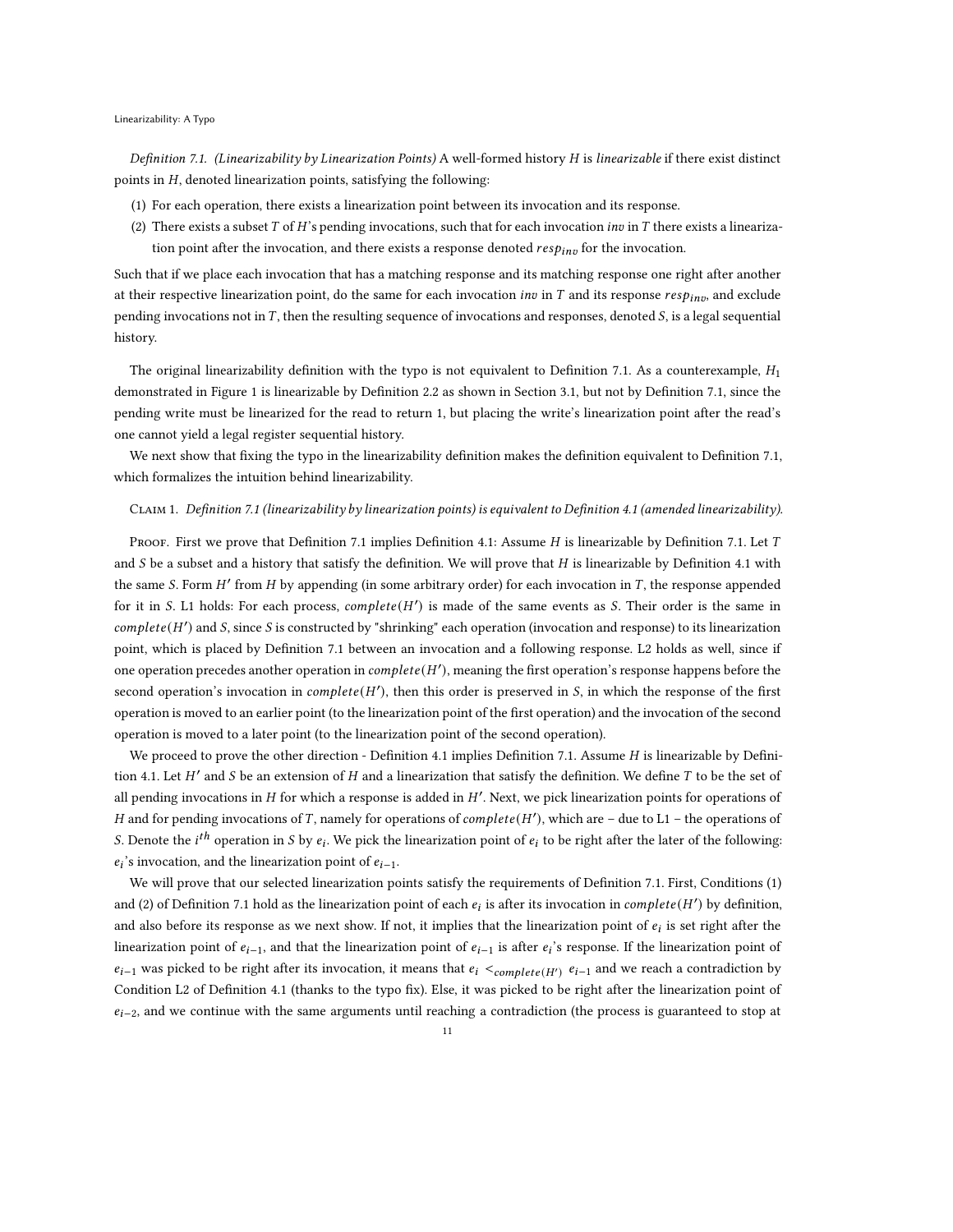*Definition 7.1. (Linearizability by Linearization Points)* A well-formed history $H$ is *linearizable* if there exist distinct points in $H$, denoted linearization points, satisfying the following:

1. For each operation, there exists a linearization point between its invocation and its response.
2. There exists a subset $T$ of $H$'s pending invocations, such that for each invocation $inv$ in $T$ there exists a linearization point after the invocation, and there exists a response denoted $resp_{inv}$ for the invocation.

Such that if we place each invocation that has a matching response and its matching response one right after another at their respective linearization point, do the same for each invocation $inv$ in $T$ and its response $resp_{inv}$, and exclude pending invocations not in $T$, then the resulting sequence of invocations and responses, denoted $S$, is a legal sequential history.

The original linearizability definition with the typo is not equivalent to Definition 7.1. As a counterexample, $H_1$ demonstrated in Figure 1 is linearizable by Definition 2.2 as shown in Section 3.1, but not by Definition 7.1, since the pending write must be linearized for the read to return 1, but placing the write's linearization point after the read's one cannot yield a legal register sequential history.

We next show that fixing the typo in the linearizability definition makes the definition equivalent to Definition 7.1, which formalizes the intuition behind linearizability.

Claim 1. *Definition 7.1 (linearizability by linearization points) is equivalent to Definition 4.1 (amended linearizability).*

Proof. First we prove that Definition 7.1 implies Definition 4.1: Assume $H$ is linearizable by Definition 7.1. Let $T$ and $S$ be a subset and a history that satisfy the definition. We will prove that $H$ is linearizable by Definition 4.1 with the same $S$. Form $H'$ from $H$ by appending (in some arbitrary order) for each invocation in $T$, the response appended for it in $S$. L1 holds: For each process, $complete(H')$ is made of the same events as $S$. Their order is the same in $complete(H')$ and $S$, since $S$ is constructed by "shrinking" each operation (invocation and response) to its linearization point, which is placed by Definition 7.1 between an invocation and a following response. L2 holds as well, since if one operation precedes another operation in $complete(H')$, meaning the first operation's response happens before the second operation's invocation in $complete(H')$, then this order is preserved in $S$, in which the response of the first operation is moved to an earlier point (to the linearization point of the first operation) and the invocation of the second operation is moved to a later point (to the linearization point of the second operation).

We proceed to prove the other direction - Definition 4.1 implies Definition 7.1. Assume $H$ is linearizable by Definition 4.1. Let $H'$ and $S$ be an extension of $H$ and a linearization that satisfy the definition. We define $T$ to be the set of all pending invocations in $H$ for which a response is added in $H'$. Next, we pick linearization points for operations of $H$ and for pending invocations of $T$, namely for operations of $complete(H')$, which are – due to L1 – the operations of $S$. Denote the $i^{th}$ operation in $S$ by $e_i$. We pick the linearization point of $e_i$ to be right after the later of the following: $e_i$'s invocation, and the linearization point of $e_{i-1}$.

We will prove that our selected linearization points satisfy the requirements of Definition 7.1. First, Conditions (1) and (2) of Definition 7.1 hold as the linearization point of each $e_i$ is after its invocation in $complete(H')$ by definition, and also before its response as we next show. If not, it implies that the linearization point of $e_i$ is set right after the linearization point of $e_{i-1}$, and that the linearization point of $e_{i-1}$ is after $e_i$'s response. If the linearization point of $e_{i-1}$ was picked to be right after its invocation, it means that $e_i <_{complete(H')} e_{i-1}$ and we reach a contradiction by Condition L2 of Definition 4.1 (thanks to the typo fix). Else, it was picked to be right after the linearization point of $e_{i-2}$, and we continue with the same arguments until reaching a contradiction (the process is guaranteed to stop at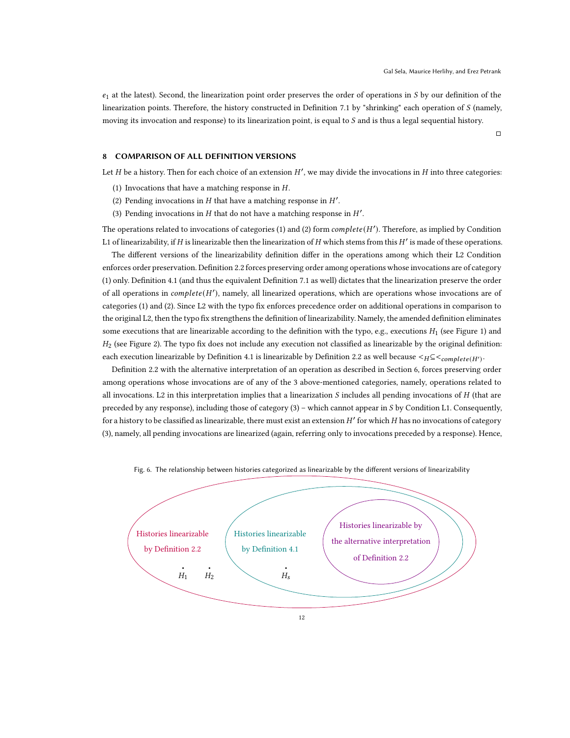$e_1$ at the latest). Second, the linearization point order preserves the order of operations in $S$ by our definition of the linearization points. Therefore, the history constructed in Definition 7.1 by "shrinking" each operation of $S$ (namely, moving its invocation and response) to its linearization point, is equal to $S$ and is thus a legal sequential history.

□

## 8 COMPARISON OF ALL DEFINITION VERSIONS

Let $H$ be a history. Then for each choice of an extension $H'$, we may divide the invocations in $H$ into three categories:

(1) Invocations that have a matching response in $H$.
(2) Pending invocations in $H$ that have a matching response in $H'$.
(3) Pending invocations in $H$ that do not have a matching response in $H'$.

The operations related to invocations of categories (1) and (2) form $complete(H')$. Therefore, as implied by Condition L1 of linearizability, if $H$ is linearizable then the linearization of $H$ which stems from this $H'$ is made of these operations.

The different versions of the linearizability definition differ in the operations among which their L2 Condition enforces order preservation. Definition 2.2 forces preserving order among operations whose invocations are of category (1) only. Definition 4.1 (and thus the equivalent Definition 7.1 as well) dictates that the linearization preserve the order of all operations in $complete(H')$, namely, all linearized operations, which are operations whose invocations are of categories (1) and (2). Since L2 with the typo fix enforces precedence order on additional operations in comparison to the original L2, then the typo fix strengthens the definition of linearizability. Namely, the amended definition eliminates some executions that are linearizable according to the definition with the typo, e.g., executions $H_1$ (see Figure 1) and $H_2$ (see Figure 2). The typo fix does not include any execution not classified as linearizable by the original definition: each execution linearizable by Definition 4.1 is linearizable by Definition 2.2 as well because $<_H \subseteq <_{complete(H')}$.

Definition 2.2 with the alternative interpretation of an operation as described in Section 6, forces preserving order among operations whose invocations are of any of the 3 above-mentioned categories, namely, operations related to all invocations. L2 in this interpretation implies that a linearization $S$ includes all pending invocations of $H$ (that are preceded by any response), including those of category (3) – which cannot appear in $S$ by Condition L1. Consequently, for a history to be classified as linearizable, there must exist an extension $H'$ for which $H$ has no invocations of category (3), namely, all pending invocations are linearized (again, referring only to invocations preceded by a response). Hence,

Fig. 6. The relationship between histories categorized as linearizable by the different versions of linearizability

Histories linearizable by Definition 2.2 ($H_1$, $H_2$) ⊃ Histories linearizable by Definition 4.1 ($H_s$) ⊃ Histories linearizable by the alternative interpretation of Definition 2.2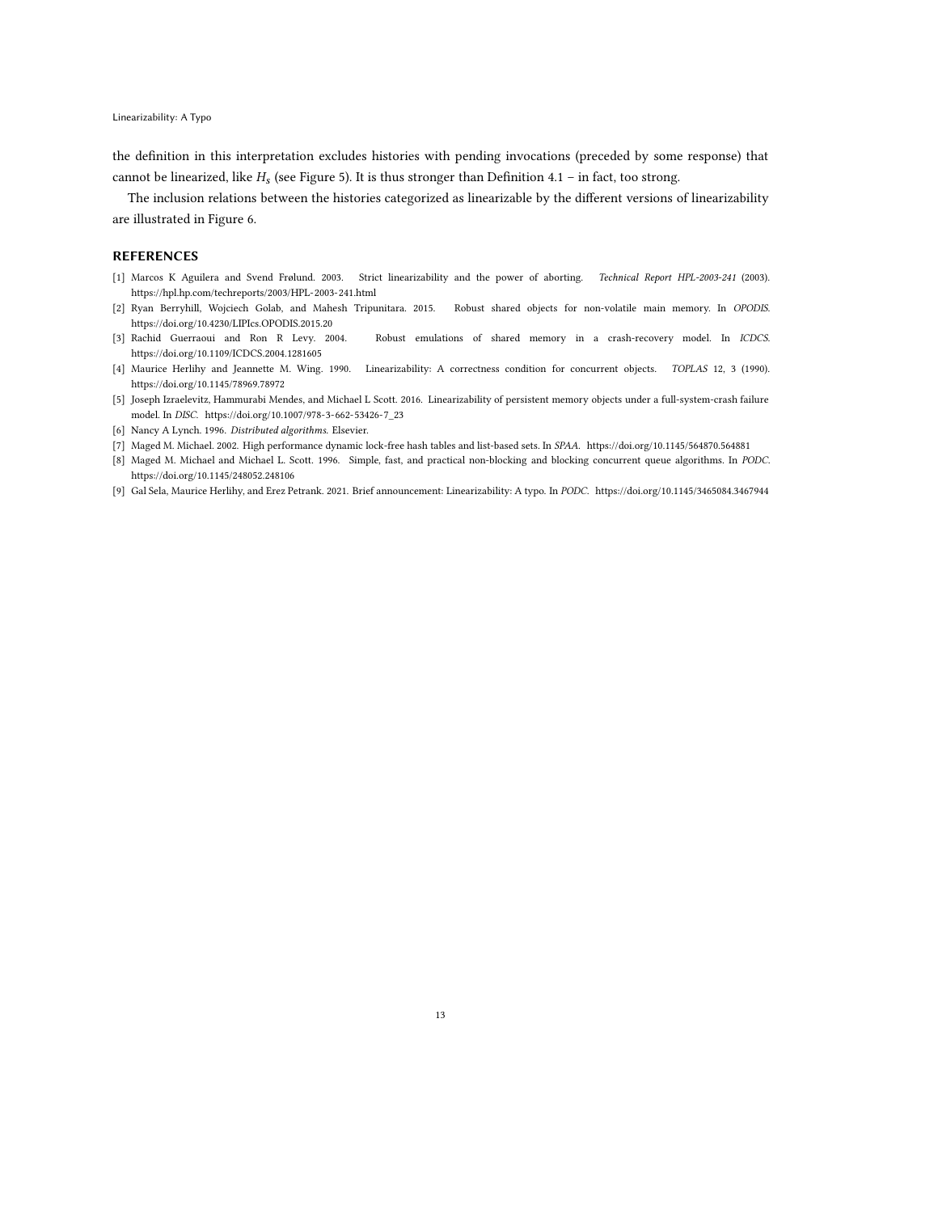the definition in this interpretation excludes histories with pending invocations (preceded by some response) that cannot be linearized, like $H_s$ (see Figure 5). It is thus stronger than Definition 4.1 – in fact, too strong.

The inclusion relations between the histories categorized as linearizable by the different versions of linearizability are illustrated in Figure 6.

## REFERENCES

[1] Marcos K Aguilera and Svend Frølund. 2003. Strict linearizability and the power of aborting. *Technical Report HPL-2003-241* (2003). https://hpl.hp.com/techreports/2003/HPL-2003-241.html

[2] Ryan Berryhill, Wojciech Golab, and Mahesh Tripunitara. 2015. Robust shared objects for non-volatile main memory. In *OPODIS*. https://doi.org/10.4230/LIPIcs.OPODIS.2015.20

[3] Rachid Guerraoui and Ron R Levy. 2004. Robust emulations of shared memory in a crash-recovery model. In *ICDCS*. https://doi.org/10.1109/ICDCS.2004.1281605

[4] Maurice Herlihy and Jeannette M. Wing. 1990. Linearizability: A correctness condition for concurrent objects. *TOPLAS* 12, 3 (1990). https://doi.org/10.1145/78969.78972

[5] Joseph Izraelevitz, Hammurabi Mendes, and Michael L Scott. 2016. Linearizability of persistent memory objects under a full-system-crash failure model. In *DISC*. https://doi.org/10.1007/978-3-662-53426-7_23

[6] Nancy A Lynch. 1996. *Distributed algorithms*. Elsevier.

[7] Maged M. Michael. 2002. High performance dynamic lock-free hash tables and list-based sets. In *SPAA*. https://doi.org/10.1145/564870.564881

[8] Maged M. Michael and Michael L. Scott. 1996. Simple, fast, and practical non-blocking and blocking concurrent queue algorithms. In *PODC*. https://doi.org/10.1145/248052.248106

[9] Gal Sela, Maurice Herlihy, and Erez Petrank. 2021. Brief announcement: Linearizability: A typo. In *PODC*. https://doi.org/10.1145/3465084.3467944